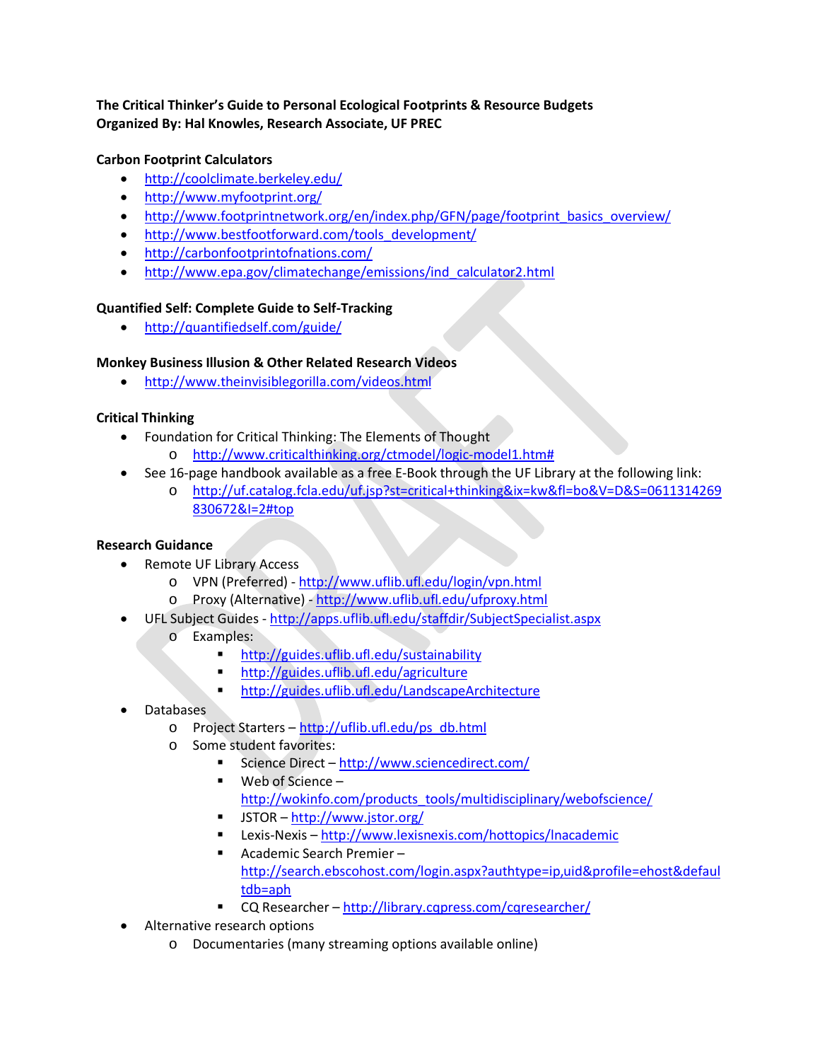**The Critical Thinker's Guide to Personal Ecological Footprints & Resource Budgets**
**Organized By: Hal Knowles, Research Associate, UF PREC**

**Carbon Footprint Calculators**

- http://coolclimate.berkeley.edu/
- http://www.myfootprint.org/
- http://www.footprintnetwork.org/en/index.php/GFN/page/footprint_basics_overview/
- http://www.bestfootforward.com/tools_development/
- http://carbonfootprintofnations.com/
- http://www.epa.gov/climatechange/emissions/ind_calculator2.html

**Quantified Self: Complete Guide to Self-Tracking**

- http://quantifiedself.com/guide/

**Monkey Business Illusion & Other Related Research Videos**

- http://www.theinvisiblegorilla.com/videos.html

**Critical Thinking**

- Foundation for Critical Thinking: The Elements of Thought
  - http://www.criticalthinking.org/ctmodel/logic-model1.htm#
- See 16-page handbook available as a free E-Book through the UF Library at the following link:
  - http://uf.catalog.fcla.edu/uf.jsp?st=critical+thinking&ix=kw&fl=bo&V=D&S=0611314269830672&I=2#top

**Research Guidance**

- Remote UF Library Access
  - VPN (Preferred) - http://www.uflib.ufl.edu/login/vpn.html
  - Proxy (Alternative) - http://www.uflib.ufl.edu/ufproxy.html
- UFL Subject Guides - http://apps.uflib.ufl.edu/staffdir/SubjectSpecialist.aspx
  - Examples:
    - http://guides.uflib.ufl.edu/sustainability
    - http://guides.uflib.ufl.edu/agriculture
    - http://guides.uflib.ufl.edu/LandscapeArchitecture
- Databases
  - Project Starters – http://uflib.ufl.edu/ps_db.html
  - Some student favorites:
    - Science Direct – http://www.sciencedirect.com/
    - Web of Science – http://wokinfo.com/products_tools/multidisciplinary/webofscience/
    - JSTOR – http://www.jstor.org/
    - Lexis-Nexis – http://www.lexisnexis.com/hottopics/lnacademic
    - Academic Search Premier – http://search.ebscohost.com/login.aspx?authtype=ip,uid&profile=ehost&defaultdb=aph
    - CQ Researcher – http://library.cqpress.com/cqresearcher/
- Alternative research options
  - Documentaries (many streaming options available online)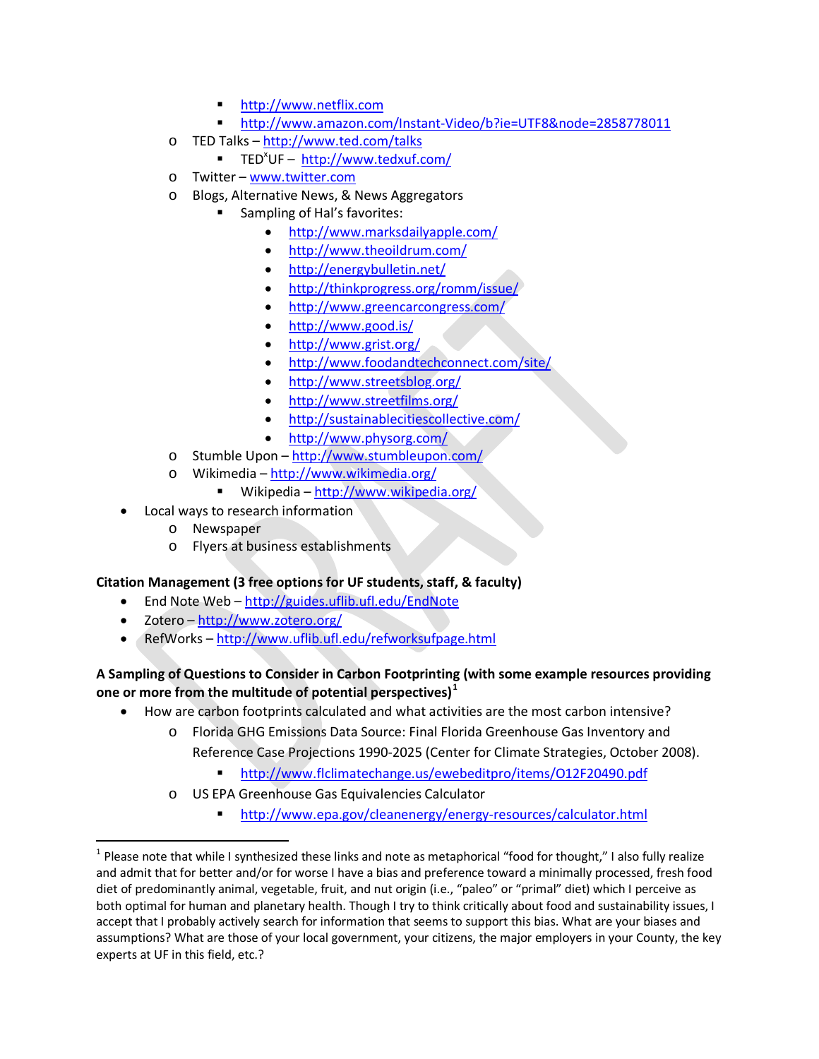- http://www.netflix.com
      - http://www.amazon.com/Instant-Video/b?ie=UTF8&node=2858778011
  - TED Talks – http://www.ted.com/talks
    - TEDxUF – http://www.tedxuf.com/
  - Twitter – www.twitter.com
  - Blogs, Alternative News, & News Aggregators
    - Sampling of Hal's favorites:
      - http://www.marksdailyapple.com/
      - http://www.theoildrum.com/
      - http://energybulletin.net/
      - http://thinkprogress.org/romm/issue/
      - http://www.greencarcongress.com/
      - http://www.good.is/
      - http://www.grist.org/
      - http://www.foodandtechconnect.com/site/
      - http://www.streetsblog.org/
      - http://www.streetfilms.org/
      - http://sustainablecitiescollective.com/
      - http://www.physorg.com/
  - Stumble Upon – http://www.stumbleupon.com/
  - Wikimedia – http://www.wikimedia.org/
    - Wikipedia – http://www.wikipedia.org/
- Local ways to research information
  - Newspaper
  - Flyers at business establishments

**Citation Management (3 free options for UF students, staff, & faculty)**

- End Note Web – http://guides.uflib.ufl.edu/EndNote
- Zotero – http://www.zotero.org/
- RefWorks – http://www.uflib.ufl.edu/refworksufpage.html

**A Sampling of Questions to Consider in Carbon Footprinting (with some example resources providing one or more from the multitude of potential perspectives)[1]**

- How are carbon footprints calculated and what activities are the most carbon intensive?
  - Florida GHG Emissions Data Source: Final Florida Greenhouse Gas Inventory and Reference Case Projections 1990-2025 (Center for Climate Strategies, October 2008).
    - http://www.flclimatechange.us/ewebeditpro/items/O12F20490.pdf
  - US EPA Greenhouse Gas Equivalencies Calculator
    - http://www.epa.gov/cleanenergy/energy-resources/calculator.html

[1] Please note that while I synthesized these links and note as metaphorical "food for thought," I also fully realize and admit that for better and/or for worse I have a bias and preference toward a minimally processed, fresh food diet of predominantly animal, vegetable, fruit, and nut origin (i.e., "paleo" or "primal" diet) which I perceive as both optimal for human and planetary health. Though I try to think critically about food and sustainability issues, I accept that I probably actively search for information that seems to support this bias. What are your biases and assumptions? What are those of your local government, your citizens, the major employers in your County, the key experts at UF in this field, etc.?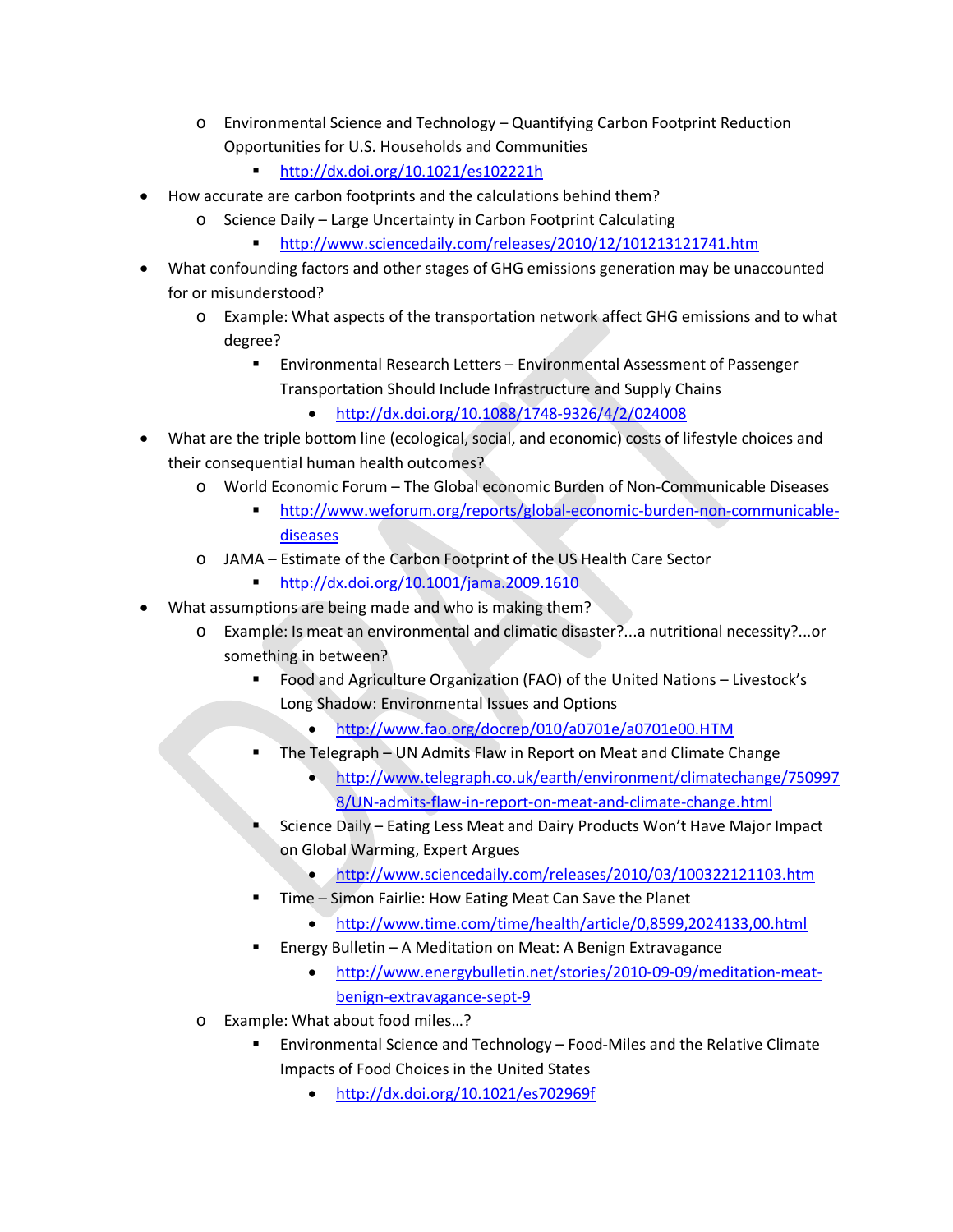- Environmental Science and Technology – Quantifying Carbon Footprint Reduction Opportunities for U.S. Households and Communities
    - http://dx.doi.org/10.1021/es102221h

- How accurate are carbon footprints and the calculations behind them?
    - Science Daily – Large Uncertainty in Carbon Footprint Calculating
        - http://www.sciencedaily.com/releases/2010/12/101213121741.htm
- What confounding factors and other stages of GHG emissions generation may be unaccounted for or misunderstood?
    - Example: What aspects of the transportation network affect GHG emissions and to what degree?
        - Environmental Research Letters – Environmental Assessment of Passenger Transportation Should Include Infrastructure and Supply Chains
            - http://dx.doi.org/10.1088/1748-9326/4/2/024008
- What are the triple bottom line (ecological, social, and economic) costs of lifestyle choices and their consequential human health outcomes?
    - World Economic Forum – The Global economic Burden of Non-Communicable Diseases
        - http://www.weforum.org/reports/global-economic-burden-non-communicable-diseases
    - JAMA – Estimate of the Carbon Footprint of the US Health Care Sector
        - http://dx.doi.org/10.1001/jama.2009.1610
- What assumptions are being made and who is making them?
    - Example: Is meat an environmental and climatic disaster?...a nutritional necessity?...or something in between?
        - Food and Agriculture Organization (FAO) of the United Nations – Livestock's Long Shadow: Environmental Issues and Options
            - http://www.fao.org/docrep/010/a0701e/a0701e00.HTM
        - The Telegraph – UN Admits Flaw in Report on Meat and Climate Change
            - http://www.telegraph.co.uk/earth/environment/climatechange/7509978/UN-admits-flaw-in-report-on-meat-and-climate-change.html
        - Science Daily – Eating Less Meat and Dairy Products Won't Have Major Impact on Global Warming, Expert Argues
            - http://www.sciencedaily.com/releases/2010/03/100322121103.htm
        - Time – Simon Fairlie: How Eating Meat Can Save the Planet
            - http://www.time.com/time/health/article/0,8599,2024133,00.html
        - Energy Bulletin – A Meditation on Meat: A Benign Extravagance
            - http://www.energybulletin.net/stories/2010-09-09/meditation-meat-benign-extravagance-sept-9
    - Example: What about food miles…?
        - Environmental Science and Technology – Food-Miles and the Relative Climate Impacts of Food Choices in the United States
            - http://dx.doi.org/10.1021/es702969f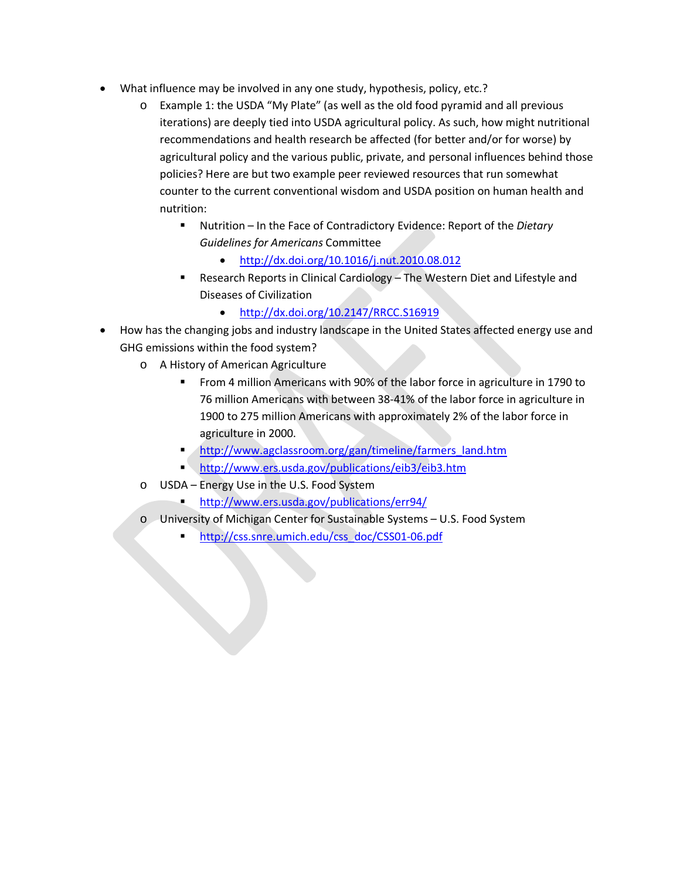- What influence may be involved in any one study, hypothesis, policy, etc.?
  - Example 1: the USDA "My Plate" (as well as the old food pyramid and all previous iterations) are deeply tied into USDA agricultural policy. As such, how might nutritional recommendations and health research be affected (for better and/or for worse) by agricultural policy and the various public, private, and personal influences behind those policies? Here are but two example peer reviewed resources that run somewhat counter to the current conventional wisdom and USDA position on human health and nutrition:
    - Nutrition – In the Face of Contradictory Evidence: Report of the *Dietary Guidelines for Americans* Committee
      - http://dx.doi.org/10.1016/j.nut.2010.08.012
    - Research Reports in Clinical Cardiology – The Western Diet and Lifestyle and Diseases of Civilization
      - http://dx.doi.org/10.2147/RRCC.S16919
- How has the changing jobs and industry landscape in the United States affected energy use and GHG emissions within the food system?
  - A History of American Agriculture
    - From 4 million Americans with 90% of the labor force in agriculture in 1790 to 76 million Americans with between 38-41% of the labor force in agriculture in 1900 to 275 million Americans with approximately 2% of the labor force in agriculture in 2000.
    - http://www.agclassroom.org/gan/timeline/farmers_land.htm
    - http://www.ers.usda.gov/publications/eib3/eib3.htm
  - USDA – Energy Use in the U.S. Food System
    - http://www.ers.usda.gov/publications/err94/
  - University of Michigan Center for Sustainable Systems – U.S. Food System
    - http://css.snre.umich.edu/css_doc/CSS01-06.pdf